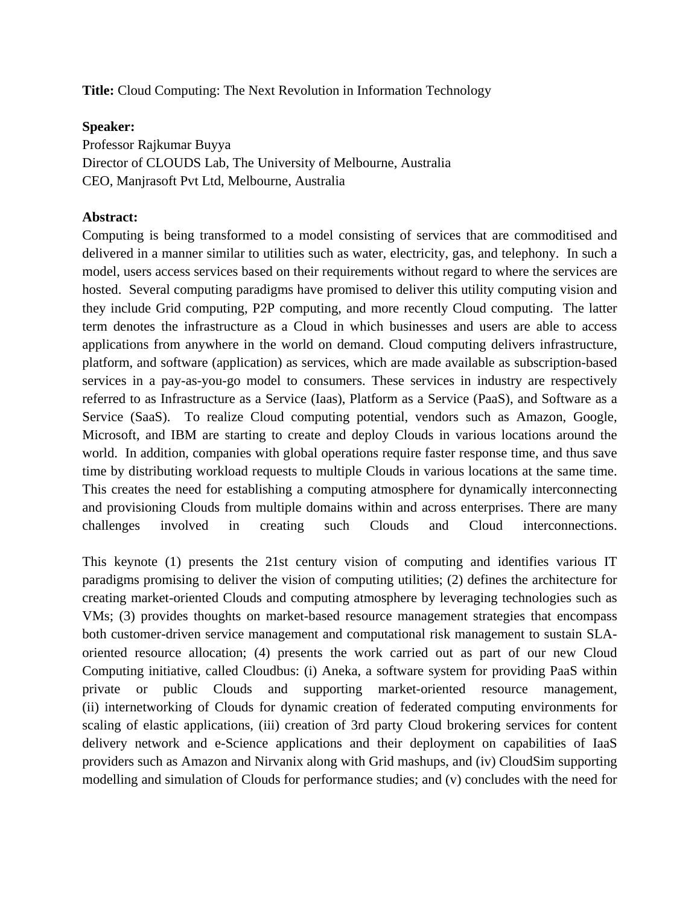**Title:** Cloud Computing: The Next Revolution in Information Technology

**Speaker:**
Professor Rajkumar Buyya
Director of CLOUDS Lab, The University of Melbourne, Australia
CEO, Manjrasoft Pvt Ltd, Melbourne, Australia

**Abstract:**
Computing is being transformed to a model consisting of services that are commoditised and delivered in a manner similar to utilities such as water, electricity, gas, and telephony. In such a model, users access services based on their requirements without regard to where the services are hosted. Several computing paradigms have promised to deliver this utility computing vision and they include Grid computing, P2P computing, and more recently Cloud computing. The latter term denotes the infrastructure as a Cloud in which businesses and users are able to access applications from anywhere in the world on demand. Cloud computing delivers infrastructure, platform, and software (application) as services, which are made available as subscription-based services in a pay-as-you-go model to consumers. These services in industry are respectively referred to as Infrastructure as a Service (Iaas), Platform as a Service (PaaS), and Software as a Service (SaaS). To realize Cloud computing potential, vendors such as Amazon, Google, Microsoft, and IBM are starting to create and deploy Clouds in various locations around the world. In addition, companies with global operations require faster response time, and thus save time by distributing workload requests to multiple Clouds in various locations at the same time. This creates the need for establishing a computing atmosphere for dynamically interconnecting and provisioning Clouds from multiple domains within and across enterprises. There are many challenges involved in creating such Clouds and Cloud interconnections.

This keynote (1) presents the 21st century vision of computing and identifies various IT paradigms promising to deliver the vision of computing utilities; (2) defines the architecture for creating market-oriented Clouds and computing atmosphere by leveraging technologies such as VMs; (3) provides thoughts on market-based resource management strategies that encompass both customer-driven service management and computational risk management to sustain SLA-oriented resource allocation; (4) presents the work carried out as part of our new Cloud Computing initiative, called Cloudbus: (i) Aneka, a software system for providing PaaS within private or public Clouds and supporting market-oriented resource management, (ii) internetworking of Clouds for dynamic creation of federated computing environments for scaling of elastic applications, (iii) creation of 3rd party Cloud brokering services for content delivery network and e-Science applications and their deployment on capabilities of IaaS providers such as Amazon and Nirvanix along with Grid mashups, and (iv) CloudSim supporting modelling and simulation of Clouds for performance studies; and (v) concludes with the need for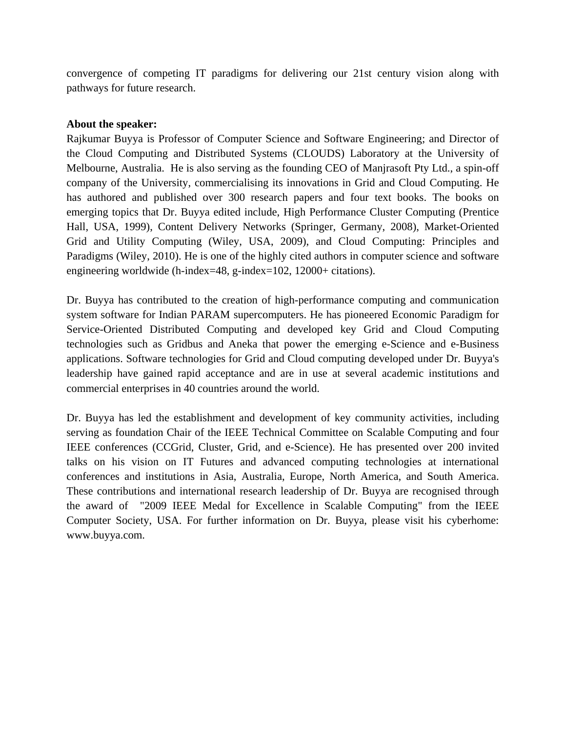convergence of competing IT paradigms for delivering our 21st century vision along with pathways for future research.

**About the speaker:**

Rajkumar Buyya is Professor of Computer Science and Software Engineering; and Director of the Cloud Computing and Distributed Systems (CLOUDS) Laboratory at the University of Melbourne, Australia. He is also serving as the founding CEO of Manjrasoft Pty Ltd., a spin-off company of the University, commercialising its innovations in Grid and Cloud Computing. He has authored and published over 300 research papers and four text books. The books on emerging topics that Dr. Buyya edited include, High Performance Cluster Computing (Prentice Hall, USA, 1999), Content Delivery Networks (Springer, Germany, 2008), Market-Oriented Grid and Utility Computing (Wiley, USA, 2009), and Cloud Computing: Principles and Paradigms (Wiley, 2010). He is one of the highly cited authors in computer science and software engineering worldwide (h-index=48, g-index=102, 12000+ citations).

Dr. Buyya has contributed to the creation of high-performance computing and communication system software for Indian PARAM supercomputers. He has pioneered Economic Paradigm for Service-Oriented Distributed Computing and developed key Grid and Cloud Computing technologies such as Gridbus and Aneka that power the emerging e-Science and e-Business applications. Software technologies for Grid and Cloud computing developed under Dr. Buyya's leadership have gained rapid acceptance and are in use at several academic institutions and commercial enterprises in 40 countries around the world.

Dr. Buyya has led the establishment and development of key community activities, including serving as foundation Chair of the IEEE Technical Committee on Scalable Computing and four IEEE conferences (CCGrid, Cluster, Grid, and e-Science). He has presented over 200 invited talks on his vision on IT Futures and advanced computing technologies at international conferences and institutions in Asia, Australia, Europe, North America, and South America. These contributions and international research leadership of Dr. Buyya are recognised through the award of "2009 IEEE Medal for Excellence in Scalable Computing" from the IEEE Computer Society, USA. For further information on Dr. Buyya, please visit his cyberhome: www.buyya.com.